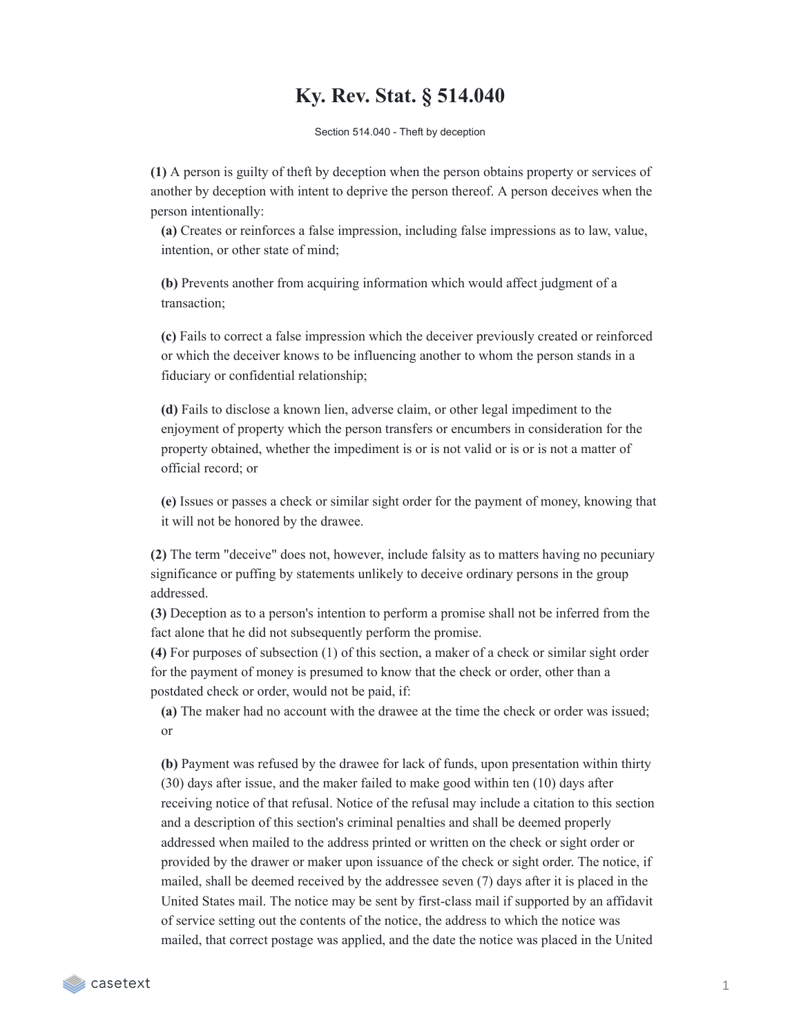# Ky. Rev. Stat. § 514.040

Section 514.040 - Theft by deception

**(1)** A person is guilty of theft by deception when the person obtains property or services of another by deception with intent to deprive the person thereof. A person deceives when the person intentionally:

**(a)** Creates or reinforces a false impression, including false impressions as to law, value, intention, or other state of mind;

**(b)** Prevents another from acquiring information which would affect judgment of a transaction;

**(c)** Fails to correct a false impression which the deceiver previously created or reinforced or which the deceiver knows to be influencing another to whom the person stands in a fiduciary or confidential relationship;

**(d)** Fails to disclose a known lien, adverse claim, or other legal impediment to the enjoyment of property which the person transfers or encumbers in consideration for the property obtained, whether the impediment is or is not valid or is or is not a matter of official record; or

**(e)** Issues or passes a check or similar sight order for the payment of money, knowing that it will not be honored by the drawee.

**(2)** The term "deceive" does not, however, include falsity as to matters having no pecuniary significance or puffing by statements unlikely to deceive ordinary persons in the group addressed.

**(3)** Deception as to a person's intention to perform a promise shall not be inferred from the fact alone that he did not subsequently perform the promise.

**(4)** For purposes of subsection (1) of this section, a maker of a check or similar sight order for the payment of money is presumed to know that the check or order, other than a postdated check or order, would not be paid, if:

**(a)** The maker had no account with the drawee at the time the check or order was issued; or

**(b)** Payment was refused by the drawee for lack of funds, upon presentation within thirty (30) days after issue, and the maker failed to make good within ten (10) days after receiving notice of that refusal. Notice of the refusal may include a citation to this section and a description of this section's criminal penalties and shall be deemed properly addressed when mailed to the address printed or written on the check or sight order or provided by the drawer or maker upon issuance of the check or sight order. The notice, if mailed, shall be deemed received by the addressee seven (7) days after it is placed in the United States mail. The notice may be sent by first-class mail if supported by an affidavit of service setting out the contents of the notice, the address to which the notice was mailed, that correct postage was applied, and the date the notice was placed in the United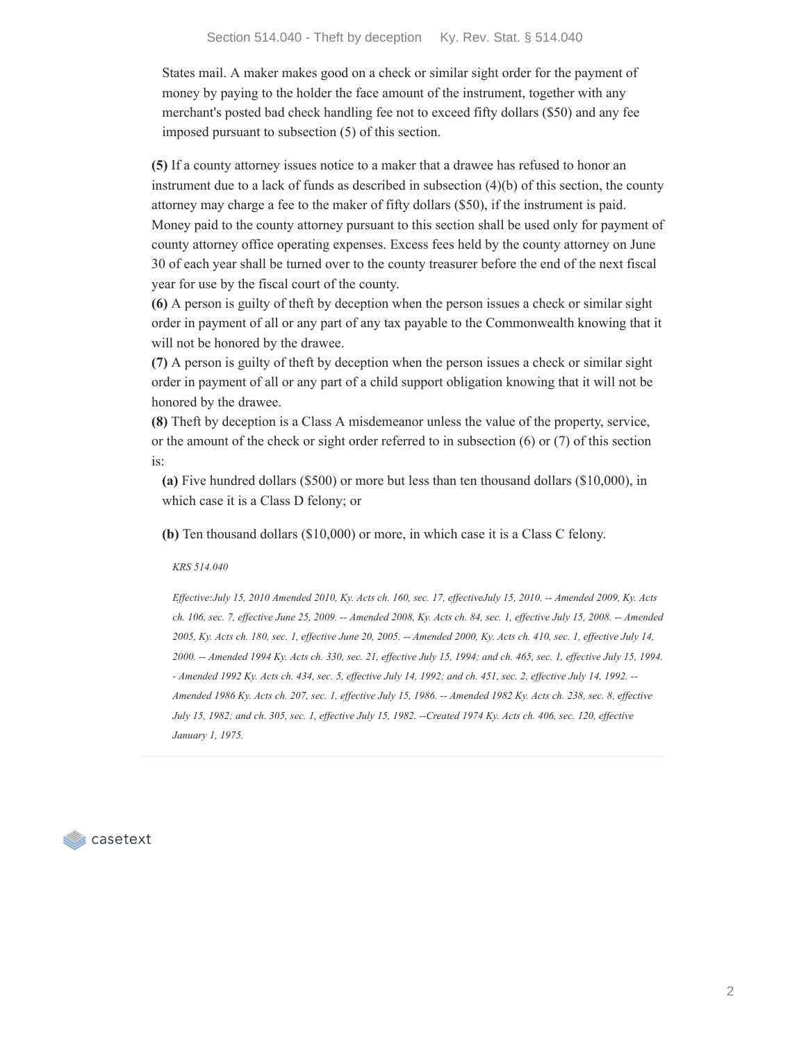States mail. A maker makes good on a check or similar sight order for the payment of money by paying to the holder the face amount of the instrument, together with any merchant's posted bad check handling fee not to exceed fifty dollars ($50) and any fee imposed pursuant to subsection (5) of this section.

**(5)** If a county attorney issues notice to a maker that a drawee has refused to honor an instrument due to a lack of funds as described in subsection (4)(b) of this section, the county attorney may charge a fee to the maker of fifty dollars ($50), if the instrument is paid. Money paid to the county attorney pursuant to this section shall be used only for payment of county attorney office operating expenses. Excess fees held by the county attorney on June 30 of each year shall be turned over to the county treasurer before the end of the next fiscal year for use by the fiscal court of the county.

**(6)** A person is guilty of theft by deception when the person issues a check or similar sight order in payment of all or any part of any tax payable to the Commonwealth knowing that it will not be honored by the drawee.

**(7)** A person is guilty of theft by deception when the person issues a check or similar sight order in payment of all or any part of a child support obligation knowing that it will not be honored by the drawee.

**(8)** Theft by deception is a Class A misdemeanor unless the value of the property, service, or the amount of the check or sight order referred to in subsection (6) or (7) of this section is:

**(a)** Five hundred dollars ($500) or more but less than ten thousand dollars ($10,000), in which case it is a Class D felony; or

**(b)** Ten thousand dollars ($10,000) or more, in which case it is a Class C felony.

*KRS 514.040*

*Effective:July 15, 2010 Amended 2010, Ky. Acts ch. 160, sec. 17, effectiveJuly 15, 2010. -- Amended 2009, Ky. Acts ch. 106, sec. 7, effective June 25, 2009. -- Amended 2008, Ky. Acts ch. 84, sec. 1, effective July 15, 2008. -- Amended 2005, Ky. Acts ch. 180, sec. 1, effective June 20, 2005. -- Amended 2000, Ky. Acts ch. 410, sec. 1, effective July 14, 2000. -- Amended 1994 Ky. Acts ch. 330, sec. 21, effective July 15, 1994; and ch. 465, sec. 1, effective July 15, 1994. - Amended 1992 Ky. Acts ch. 434, sec. 5, effective July 14, 1992; and ch. 451, sec. 2, effective July 14, 1992. -- Amended 1986 Ky. Acts ch. 207, sec. 1, effective July 15, 1986. -- Amended 1982 Ky. Acts ch. 238, sec. 8, effective July 15, 1982; and ch. 305, sec. 1, effective July 15, 1982. --Created 1974 Ky. Acts ch. 406, sec. 120, effective January 1, 1975.*